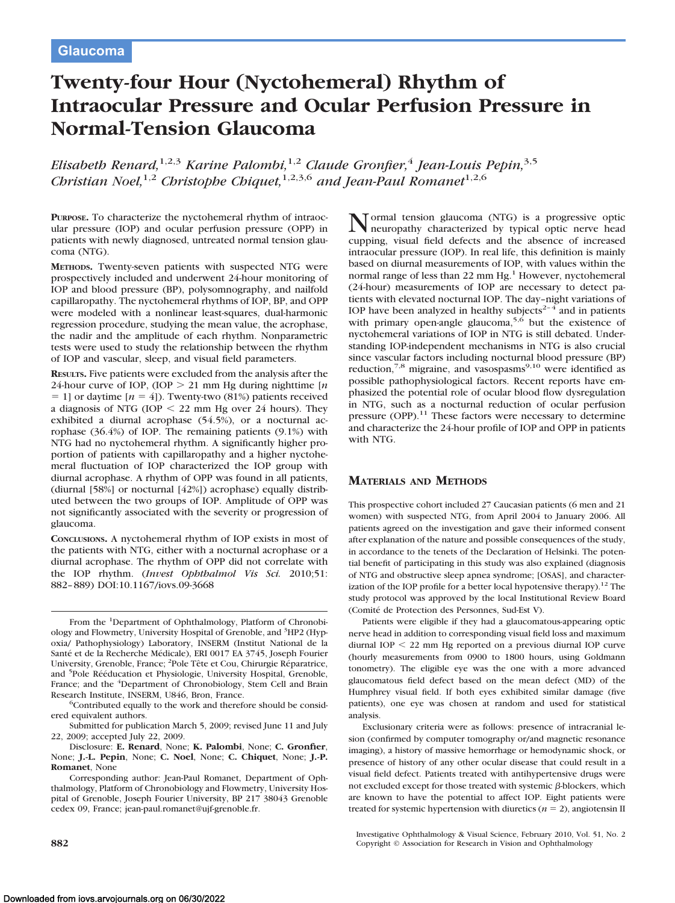Glaucoma

# Twenty-four Hour (Nyctohemeral) Rhythm of Intraocular Pressure and Ocular Perfusion Pressure in Normal-Tension Glaucoma

*Elisabeth Renard,*[1,2,3] *Karine Palombi,*[1,2] *Claude Gronfier,*[4] *Jean-Louis Pepin,*[3,5] *Christian Noel,*[1,2] *Christophe Chiquet,*[1,2,3,6] *and Jean-Paul Romanet*[1,2,6]

**Purpose.** To characterize the nyctohemeral rhythm of intraocular pressure (IOP) and ocular perfusion pressure (OPP) in patients with newly diagnosed, untreated normal tension glaucoma (NTG).

**Methods.** Twenty-seven patients with suspected NTG were prospectively included and underwent 24-hour monitoring of IOP and blood pressure (BP), polysomnography, and nailfold capillaropathy. The nyctohemeral rhythms of IOP, BP, and OPP were modeled with a nonlinear least-squares, dual-harmonic regression procedure, studying the mean value, the acrophase, the nadir and the amplitude of each rhythm. Nonparametric tests were used to study the relationship between the rhythm of IOP and vascular, sleep, and visual field parameters.

**Results.** Five patients were excluded from the analysis after the 24-hour curve of IOP, (IOP > 21 mm Hg during nighttime [$n = 1$] or daytime [$n = 4$]). Twenty-two (81%) patients received a diagnosis of NTG (IOP < 22 mm Hg over 24 hours). They exhibited a diurnal acrophase (54.5%), or a nocturnal acrophase (36.4%) of IOP. The remaining patients (9.1%) with NTG had no nyctohemeral rhythm. A significantly higher proportion of patients with capillaropathy and a higher nyctohemeral fluctuation of IOP characterized the IOP group with diurnal acrophase. A rhythm of OPP was found in all patients, (diurnal [58%] or nocturnal [42%]) acrophase) equally distributed between the two groups of IOP. Amplitude of OPP was not significantly associated with the severity or progression of glaucoma.

**Conclusions.** A nyctohemeral rhythm of IOP exists in most of the patients with NTG, either with a nocturnal acrophase or a diurnal acrophase. The rhythm of OPP did not correlate with the IOP rhythm. (*Invest Ophthalmol Vis Sci.* 2010;51:882–889) DOI:10.1167/iovs.09-3668

From the [1]Department of Ophthalmology, Platform of Chronobiology and Flowmetry, University Hospital of Grenoble, and [3]HP2 (Hypoxia/ Pathophysiology) Laboratory, INSERM (Institut National de la Santé et de la Recherche Médicale), ERI 0017 EA 3745, Joseph Fourier University, Grenoble, France; [2]Pole Tête et Cou, Chirurgie Réparatrice, and [5]Pole Rééducation et Physiologie, University Hospital, Grenoble, France; and the [4]Department of Chronobiology, Stem Cell and Brain Research Institute, INSERM, U846, Bron, France.

[6]Contributed equally to the work and therefore should be considered equivalent authors.

Submitted for publication March 5, 2009; revised June 11 and July 22, 2009; accepted July 22, 2009.

Disclosure: **E. Renard**, None; **K. Palombi**, None; **C. Gronfier**, None; **J.-L. Pepin**, None; **C. Noel**, None; **C. Chiquet**, None; **J.-P. Romanet**, None

Corresponding author: Jean-Paul Romanet, Department of Ophthalmology, Platform of Chronobiology and Flowmetry, University Hospital of Grenoble, Joseph Fourier University, BP 217 38043 Grenoble cedex 09, France; jean-paul.romanet@ujf-grenoble.fr.

Normal tension glaucoma (NTG) is a progressive optic neuropathy characterized by typical optic nerve head cupping, visual field defects and the absence of increased intraocular pressure (IOP). In real life, this definition is mainly based on diurnal measurements of IOP, with values within the normal range of less than 22 mm Hg.[1] However, nyctohemeral (24-hour) measurements of IOP are necessary to detect patients with elevated nocturnal IOP. The day–night variations of IOP have been analyzed in healthy subjects[2–4] and in patients with primary open-angle glaucoma,[5,6] but the existence of nyctohemeral variations of IOP in NTG is still debated. Understanding IOP-independent mechanisms in NTG is also crucial since vascular factors including nocturnal blood pressure (BP) reduction,[7,8] migraine, and vasospasms[9,10] were identified as possible pathophysiological factors. Recent reports have emphasized the potential role of ocular blood flow dysregulation in NTG, such as a nocturnal reduction of ocular perfusion pressure (OPP).[11] These factors were necessary to determine and characterize the 24-hour profile of IOP and OPP in patients with NTG.

## Materials and Methods

This prospective cohort included 27 Caucasian patients (6 men and 21 women) with suspected NTG, from April 2004 to January 2006. All patients agreed on the investigation and gave their informed consent after explanation of the nature and possible consequences of the study, in accordance to the tenets of the Declaration of Helsinki. The potential benefit of participating in this study was also explained (diagnosis of NTG and obstructive sleep apnea syndrome; [OSAS], and characterization of the IOP profile for a better local hypotensive therapy).[12] The study protocol was approved by the local Institutional Review Board (Comité de Protection des Personnes, Sud-Est V).

Patients were eligible if they had a glaucomatous-appearing optic nerve head in addition to corresponding visual field loss and maximum diurnal IOP < 22 mm Hg reported on a previous diurnal IOP curve (hourly measurements from 0900 to 1800 hours, using Goldmann tonometry). The eligible eye was the one with a more advanced glaucomatous field defect based on the mean defect (MD) of the Humphrey visual field. If both eyes exhibited similar damage (five patients), one eye was chosen at random and used for statistical analysis.

Exclusionary criteria were as follows: presence of intracranial lesion (confirmed by computer tomography or/and magnetic resonance imaging), a history of massive hemorrhage or hemodynamic shock, or presence of history of any other ocular disease that could result in a visual field defect. Patients treated with antihypertensive drugs were not excluded except for those treated with systemic β-blockers, which are known to have the potential to affect IOP. Eight patients were treated for systemic hypertension with diuretics ($n = 2$), angiotensin II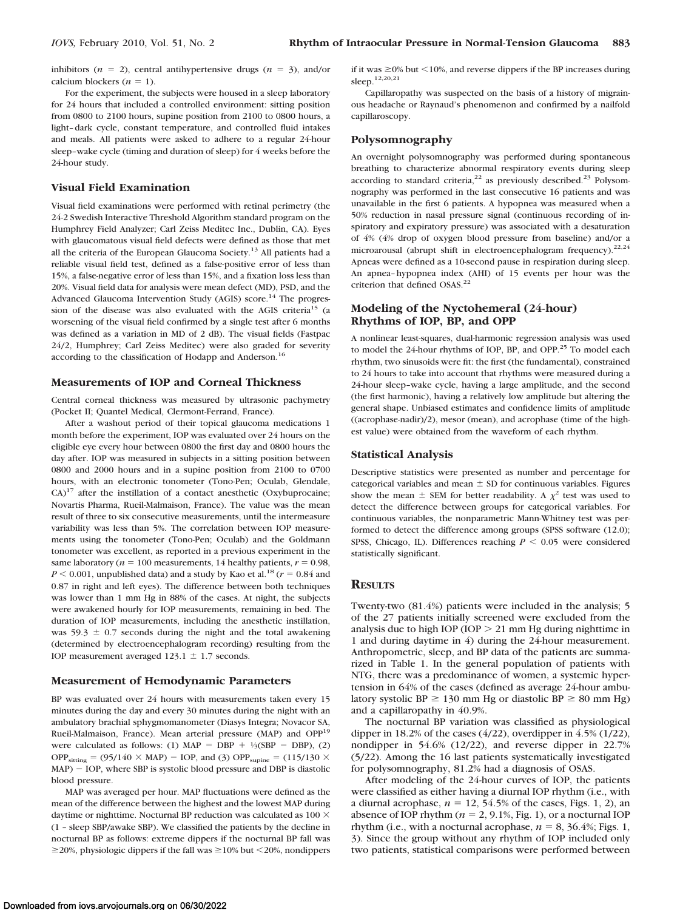inhibitors ($n = 2$), central antihypertensive drugs ($n = 3$), and/or calcium blockers ($n = 1$).

For the experiment, the subjects were housed in a sleep laboratory for 24 hours that included a controlled environment: sitting position from 0800 to 2100 hours, supine position from 2100 to 0800 hours, a light–dark cycle, constant temperature, and controlled fluid intakes and meals. All patients were asked to adhere to a regular 24-hour sleep–wake cycle (timing and duration of sleep) for 4 weeks before the 24-hour study.

### Visual Field Examination

Visual field examinations were performed with retinal perimetry (the 24-2 Swedish Interactive Threshold Algorithm standard program on the Humphrey Field Analyzer; Carl Zeiss Meditec Inc., Dublin, CA). Eyes with glaucomatous visual field defects were defined as those that met all the criteria of the European Glaucoma Society.[13] All patients had a reliable visual field test, defined as a false-positive error of less than 15%, a false-negative error of less than 15%, and a fixation loss less than 20%. Visual field data for analysis were mean defect (MD), PSD, and the Advanced Glaucoma Intervention Study (AGIS) score.[14] The progression of the disease was also evaluated with the AGIS criteria[15] (a worsening of the visual field confirmed by a single test after 6 months was defined as a variation in MD of 2 dB). The visual fields (Fastpac 24/2, Humphrey; Carl Zeiss Meditec) were also graded for severity according to the classification of Hodapp and Anderson.[16]

### Measurements of IOP and Corneal Thickness

Central corneal thickness was measured by ultrasonic pachymetry (Pocket II; Quantel Medical, Clermont-Ferrand, France).

After a washout period of their topical glaucoma medications 1 month before the experiment, IOP was evaluated over 24 hours on the eligible eye every hour between 0800 the first day and 0800 hours the day after. IOP was measured in subjects in a sitting position between 0800 and 2000 hours and in a supine position from 2100 to 0700 hours, with an electronic tonometer (Tono-Pen; Oculab, Glendale, CA)[17] after the instillation of a contact anesthetic (Oxybuprocaine; Novartis Pharma, Rueil-Malmaison, France). The value was the mean result of three to six consecutive measurements, until the intermeasure variability was less than 5%. The correlation between IOP measurements using the tonometer (Tono-Pen; Oculab) and the Goldmann tonometer was excellent, as reported in a previous experiment in the same laboratory ($n = 100$ measurements, 14 healthy patients, $r = 0.98$, $P < 0.001$, unpublished data) and a study by Kao et al.[18] ($r = 0.84$ and 0.87 in right and left eyes). The difference between both techniques was lower than 1 mm Hg in 88% of the cases. At night, the subjects were awakened hourly for IOP measurements, remaining in bed. The duration of IOP measurements, including the anesthetic instillation, was $59.3 \pm 0.7$ seconds during the night and the total awakening (determined by electroencephalogram recording) resulting from the IOP measurement averaged $123.1 \pm 1.7$ seconds.

### Measurement of Hemodynamic Parameters

BP was evaluated over 24 hours with measurements taken every 15 minutes during the day and every 30 minutes during the night with an ambulatory brachial sphygmomanometer (Diasys Integra; Novacor SA, Rueil-Malmaison, France). Mean arterial pressure (MAP) and OPP[19] were calculated as follows: (1) $\text{MAP} = \text{DBP} + \frac{1}{3}(\text{SBP} - \text{DBP})$, (2) $\text{OPP}_{\text{sitting}} = (95/140 \times \text{MAP}) - \text{IOP}$, and (3) $\text{OPP}_{\text{supine}} = (115/130 \times \text{MAP}) - \text{IOP}$, where SBP is systolic blood pressure and DBP is diastolic blood pressure.

MAP was averaged per hour. MAP fluctuations were defined as the mean of the difference between the highest and the lowest MAP during daytime or nighttime. Nocturnal BP reduction was calculated as $100 \times (1 - \text{sleep SBP}/\text{awake SBP})$. We classified the patients by the decline in nocturnal BP as follows: extreme dippers if the nocturnal BP fall was $\geq$20%, physiologic dippers if the fall was $\geq$10% but $<$20%, nondippers if it was $\geq$0% but $<$10%, and reverse dippers if the BP increases during sleep.[12,20,21]

Capillaropathy was suspected on the basis of a history of migrainous headache or Raynaud's phenomenon and confirmed by a nailfold capillaroscopy.

### Polysomnography

An overnight polysomnography was performed during spontaneous breathing to characterize abnormal respiratory events during sleep according to standard criteria,[22] as previously described.[23] Polysomnography was performed in the last consecutive 16 patients and was unavailable in the first 6 patients. A hypopnea was measured when a 50% reduction in nasal pressure signal (continuous recording of inspiratory and expiratory pressure) was associated with a desaturation of 4% (4% drop of oxygen blood pressure from baseline) and/or a microarousal (abrupt shift in electroencephalogram frequency).[22,24] Apneas were defined as a 10-second pause in respiration during sleep. An apnea–hypopnea index (AHI) of 15 events per hour was the criterion that defined OSAS.[22]

### Modeling of the Nyctohemeral (24-hour) Rhythms of IOP, BP, and OPP

A nonlinear least-squares, dual-harmonic regression analysis was used to model the 24-hour rhythms of IOP, BP, and OPP.[25] To model each rhythm, two sinusoids were fit: the first (the fundamental), constrained to 24 hours to take into account that rhythms were measured during a 24-hour sleep–wake cycle, having a large amplitude, and the second (the first harmonic), having a relatively low amplitude but altering the general shape. Unbiased estimates and confidence limits of amplitude ((acrophase-nadir)/2), mesor (mean), and acrophase (time of the highest value) were obtained from the waveform of each rhythm.

### Statistical Analysis

Descriptive statistics were presented as number and percentage for categorical variables and mean $\pm$ SD for continuous variables. Figures show the mean $\pm$ SEM for better readability. A $\chi^2$ test was used to detect the difference between groups for categorical variables. For continuous variables, the nonparametric Mann-Whitney test was performed to detect the difference among groups (SPSS software (12.0); SPSS, Chicago, IL). Differences reaching $P < 0.05$ were considered statistically significant.

## Results

Twenty-two (81.4%) patients were included in the analysis; 5 of the 27 patients initially screened were excluded from the analysis due to high IOP (IOP $>$ 21 mm Hg during nighttime in 1 and during daytime in 4) during the 24-hour measurement. Anthropometric, sleep, and BP data of the patients are summarized in Table 1. In the general population of patients with NTG, there was a predominance of women, a systemic hypertension in 64% of the cases (defined as average 24-hour ambulatory systolic BP $\geq$ 130 mm Hg or diastolic BP $\geq$ 80 mm Hg) and a capillaropathy in 40.9%.

The nocturnal BP variation was classified as physiological dipper in 18.2% of the cases (4/22), overdipper in 4.5% (1/22), nondipper in 54.6% (12/22), and reverse dipper in 22.7% (5/22). Among the 16 last patients systematically investigated for polysomnography, 81.2% had a diagnosis of OSAS.

After modeling of the 24-hour curves of IOP, the patients were classified as either having a diurnal IOP rhythm (i.e., with a diurnal acrophase, $n = 12$, 54.5% of the cases, Figs. 1, 2), an absence of IOP rhythm ($n = 2$, 9.1%, Fig. 1), or a nocturnal IOP rhythm (i.e., with a nocturnal acrophase, $n = 8$, 36.4%; Figs. 1, 3). Since the group without any rhythm of IOP included only two patients, statistical comparisons were performed between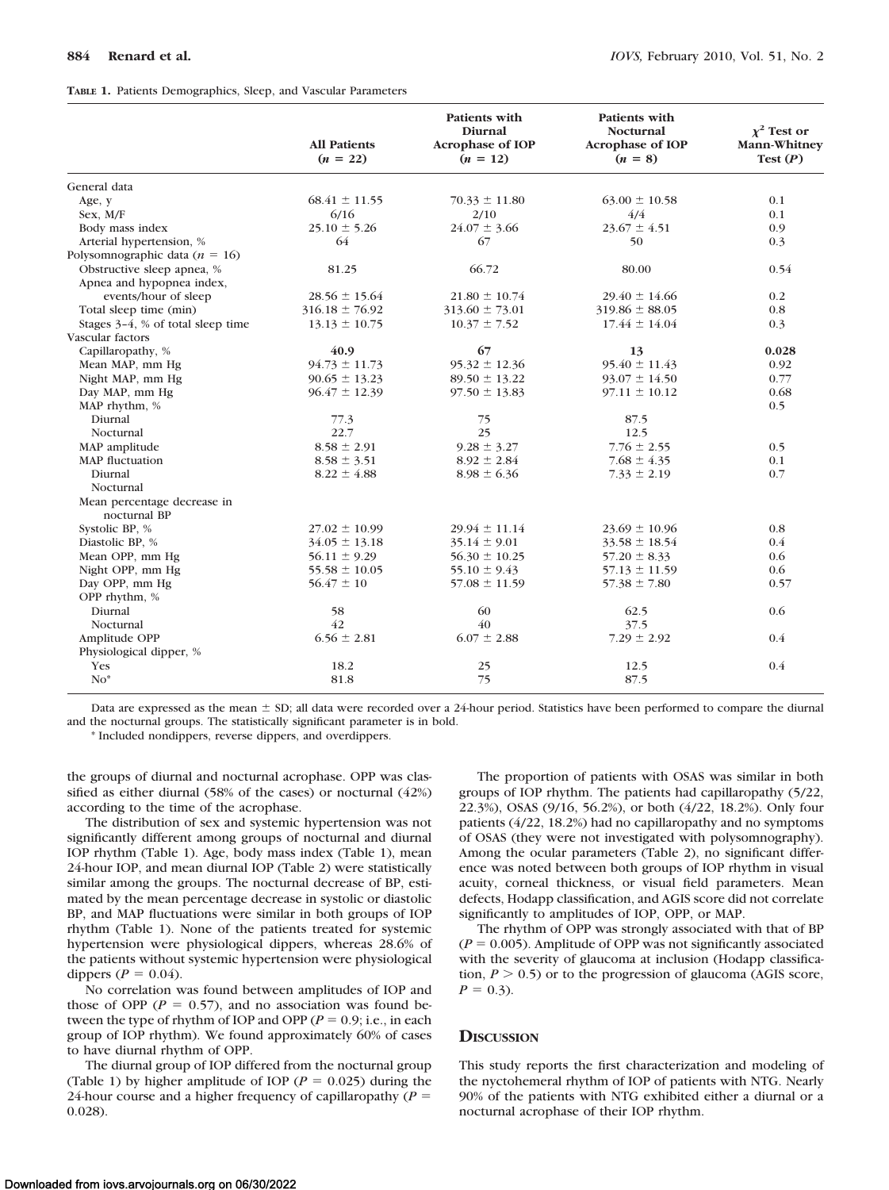**TABLE 1.** Patients Demographics, Sleep, and Vascular Parameters

| | All Patients ($n$ = 22) | Patients with Diurnal Acrophase of IOP ($n$ = 12) | Patients with Nocturnal Acrophase of IOP ($n$ = 8) | $\chi^2$ Test or Mann-Whitney Test ($P$) |
|---|---|---|---|---|
| General data | | | | |
| Age, y | 68.41 ± 11.55 | 70.33 ± 11.80 | 63.00 ± 10.58 | 0.1 |
| Sex, M/F | 6/16 | 2/10 | 4/4 | 0.1 |
| Body mass index | 25.10 ± 5.26 | 24.07 ± 3.66 | 23.67 ± 4.51 | 0.9 |
| Arterial hypertension, % | 64 | 67 | 50 | 0.3 |
| Polysomnographic data ($n$ = 16) | | | | |
| Obstructive sleep apnea, % | 81.25 | 66.72 | 80.00 | 0.54 |
| Apnea and hypopnea index, events/hour of sleep | 28.56 ± 15.64 | 21.80 ± 10.74 | 29.40 ± 14.66 | 0.2 |
| Total sleep time (min) | 316.18 ± 76.92 | 313.60 ± 73.01 | 319.86 ± 88.05 | 0.8 |
| Stages 3–4, % of total sleep time | 13.13 ± 10.75 | 10.37 ± 7.52 | 17.44 ± 14.04 | 0.3 |
| Vascular factors | | | | |
| Capillaropathy, % | **40.9** | **67** | **13** | **0.028** |
| Mean MAP, mm Hg | 94.73 ± 11.73 | 95.32 ± 12.36 | 95.40 ± 11.43 | 0.92 |
| Night MAP, mm Hg | 90.65 ± 13.23 | 89.50 ± 13.22 | 93.07 ± 14.50 | 0.77 |
| Day MAP, mm Hg | 96.47 ± 12.39 | 97.50 ± 13.83 | 97.11 ± 10.12 | 0.68 |
| MAP rhythm, % | | | | 0.5 |
| Diurnal | 77.3 | 75 | 87.5 | |
| Nocturnal | 22.7 | 25 | 12.5 | |
| MAP amplitude | 8.58 ± 2.91 | 9.28 ± 3.27 | 7.76 ± 2.55 | 0.5 |
| MAP fluctuation | 8.58 ± 3.51 | 8.92 ± 2.84 | 7.68 ± 4.35 | 0.1 |
| Diurnal | 8.22 ± 4.88 | 8.98 ± 6.36 | 7.33 ± 2.19 | 0.7 |
| Nocturnal | | | | |
| Mean percentage decrease in nocturnal BP | | | | |
| Systolic BP, % | 27.02 ± 10.99 | 29.94 ± 11.14 | 23.69 ± 10.96 | 0.8 |
| Diastolic BP, % | 34.05 ± 13.18 | 35.14 ± 9.01 | 33.58 ± 18.54 | 0.4 |
| Mean OPP, mm Hg | 56.11 ± 9.29 | 56.30 ± 10.25 | 57.20 ± 8.33 | 0.6 |
| Night OPP, mm Hg | 55.58 ± 10.05 | 55.10 ± 9.43 | 57.13 ± 11.59 | 0.6 |
| Day OPP, mm Hg | 56.47 ± 10 | 57.08 ± 11.59 | 57.38 ± 7.80 | 0.57 |
| OPP rhythm, % | | | | |
| Diurnal | 58 | 60 | 62.5 | 0.6 |
| Nocturnal | 42 | 40 | 37.5 | |
| Amplitude OPP | 6.56 ± 2.81 | 6.07 ± 2.88 | 7.29 ± 2.92 | 0.4 |
| Physiological dipper, % | | | | |
| Yes | 18.2 | 25 | 12.5 | 0.4 |
| No* | 81.8 | 75 | 87.5 | |

Data are expressed as the mean ± SD; all data were recorded over a 24-hour period. Statistics have been performed to compare the diurnal and the nocturnal groups. The statistically significant parameter is in bold.

* Included nondippers, reverse dippers, and overdippers.

the groups of diurnal and nocturnal acrophase. OPP was classified as either diurnal (58% of the cases) or nocturnal (42%) according to the time of the acrophase.

The distribution of sex and systemic hypertension was not significantly different among groups of nocturnal and diurnal IOP rhythm (Table 1). Age, body mass index (Table 1), mean 24-hour IOP, and mean diurnal IOP (Table 2) were statistically similar among the groups. The nocturnal decrease of BP, estimated by the mean percentage decrease in systolic or diastolic BP, and MAP fluctuations were similar in both groups of IOP rhythm (Table 1). None of the patients treated for systemic hypertension were physiological dippers, whereas 28.6% of the patients without systemic hypertension were physiological dippers ($P = 0.04$).

No correlation was found between amplitudes of IOP and those of OPP ($P = 0.57$), and no association was found between the type of rhythm of IOP and OPP ($P = 0.9$; i.e., in each group of IOP rhythm). We found approximately 60% of cases to have diurnal rhythm of OPP.

The diurnal group of IOP differed from the nocturnal group (Table 1) by higher amplitude of IOP ($P = 0.025$) during the 24-hour course and a higher frequency of capillaropathy ($P = 0.028$).

The proportion of patients with OSAS was similar in both groups of IOP rhythm. The patients had capillaropathy (5/22, 22.3%), OSAS (9/16, 56.2%), or both (4/22, 18.2%). Only four patients (4/22, 18.2%) had no capillaropathy and no symptoms of OSAS (they were not investigated with polysomnography). Among the ocular parameters (Table 2), no significant difference was noted between both groups of IOP rhythm in visual acuity, corneal thickness, or visual field parameters. Mean defects, Hodapp classification, and AGIS score did not correlate significantly to amplitudes of IOP, OPP, or MAP.

The rhythm of OPP was strongly associated with that of BP ($P = 0.005$). Amplitude of OPP was not significantly associated with the severity of glaucoma at inclusion (Hodapp classification, $P > 0.5$) or to the progression of glaucoma (AGIS score, $P = 0.3$).

## Discussion

This study reports the first characterization and modeling of the nyctohemeral rhythm of IOP of patients with NTG. Nearly 90% of the patients with NTG exhibited either a diurnal or a nocturnal acrophase of their IOP rhythm.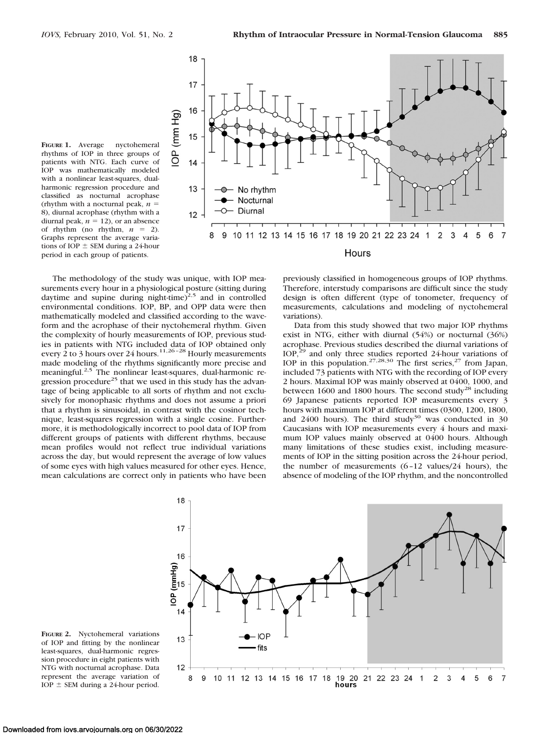18
17
16
15
14
13
12
IOP (mm Hg)
No rhythm
Nocturnal
Diurnal
8 9 10 11 12 13 14 15 16 17 18 19 20 21 22 23 24 1 2 3 4 5 6 7
Hours

**Figure 1.** Average nyctohemeral rhythms of IOP in three groups of patients with NTG. Each curve of IOP was mathematically modeled with a nonlinear least-squares, dual-harmonic regression procedure and classified as nocturnal acrophase (rhythm with a nocturnal peak, $n = 8$), diurnal acrophase (rhythm with a diurnal peak, $n = 12$), or an absence of rhythm (no rhythm, $n = 2$). Graphs represent the average variations of IOP ± SEM during a 24-hour period in each group of patients.

The methodology of the study was unique, with IOP measurements every hour in a physiological posture (sitting during daytime and supine during night-time)[2,5] and in controlled environmental conditions. IOP, BP, and OPP data were then mathematically modeled and classified according to the waveform and the acrophase of their nyctohemeral rhythm. Given the complexity of hourly measurements of IOP, previous studies in patients with NTG included data of IOP obtained only every 2 to 3 hours over 24 hours.[11,26–28] Hourly measurements made modeling of the rhythms significantly more precise and meaningful.[2,5] The nonlinear least-squares, dual-harmonic regression procedure[25] that we used in this study has the advantage of being applicable to all sorts of rhythm and not exclusively for monophasic rhythms and does not assume a priori that a rhythm is sinusoidal, in contrast with the cosinor technique, least-squares regression with a single cosine. Furthermore, it is methodologically incorrect to pool data of IOP from different groups of patients with different rhythms, because mean profiles would not reflect true individual variations across the day, but would represent the average of low values of some eyes with high values measured for other eyes. Hence, mean calculations are correct only in patients who have been previously classified in homogeneous groups of IOP rhythms. Therefore, interstudy comparisons are difficult since the study design is often different (type of tonometer, frequency of measurements, calculations and modeling of nyctohemeral variations).

Data from this study showed that two major IOP rhythms exist in NTG, either with diurnal (54%) or nocturnal (36%) acrophase. Previous studies described the diurnal variations of IOP,[29] and only three studies reported 24-hour variations of IOP in this population.[27,28,30] The first series,[27] from Japan, included 73 patients with NTG with the recording of IOP every 2 hours. Maximal IOP was mainly observed at 0400, 1000, and between 1600 and 1800 hours. The second study[28] including 69 Japanese patients reported IOP measurements every 3 hours with maximum IOP at different times (0300, 1200, 1800, and 2400 hours). The third study[30] was conducted in 30 Caucasians with IOP measurements every 4 hours and maximum IOP values mainly observed at 0400 hours. Although many limitations of these studies exist, including measurements of IOP in the sitting position across the 24-hour period, the number of measurements (6–12 values/24 hours), the absence of modeling of the IOP rhythm, and the noncontrolled

18
17
16
15
14
13
12
IOP (mmHg)
IOP
fits
8 9 10 11 12 13 14 15 16 17 18 19 20 21 22 23 24 1 2 3 4 5 6 7
hours

**Figure 2.** Nyctohemeral variations of IOP and fitting by the nonlinear least-squares, dual-harmonic regression procedure in eight patients with NTG with nocturnal acrophase. Data represent the average variation of IOP ± SEM during a 24-hour period.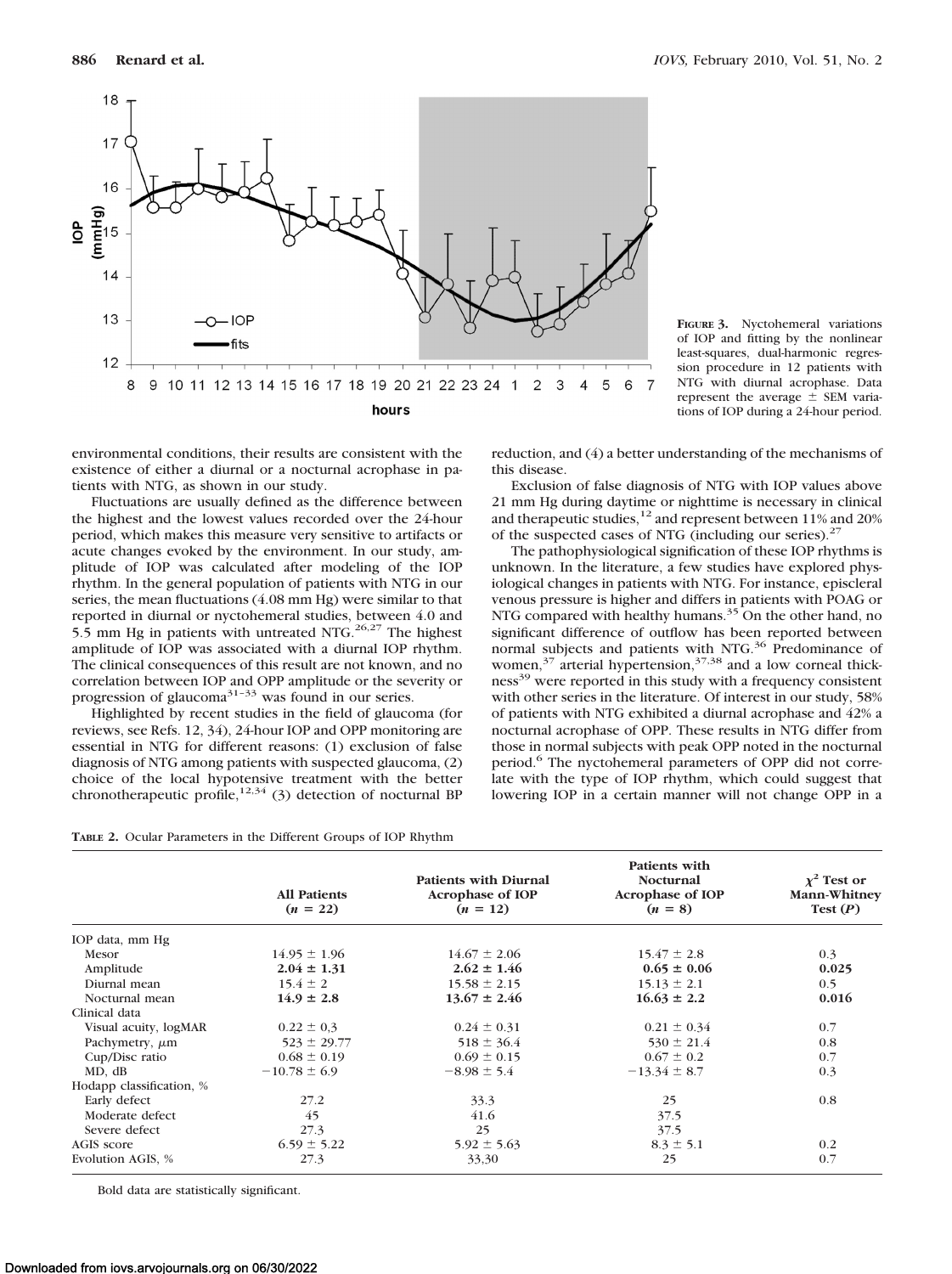18
17
16
IOP (mmHg) 15
14
13
12

IOP
fits

8 9 10 11 12 13 14 15 16 17 18 19 20 21 22 23 24 1 2 3 4 5 6 7

hours

**Figure 3.** Nyctohemeral variations of IOP and fitting by the nonlinear least-squares, dual-harmonic regression procedure in 12 patients with NTG with diurnal acrophase. Data represent the average ± SEM variations of IOP during a 24-hour period.

environmental conditions, their results are consistent with the existence of either a diurnal or a nocturnal acrophase in patients with NTG, as shown in our study.

Fluctuations are usually defined as the difference between the highest and the lowest values recorded over the 24-hour period, which makes this measure very sensitive to artifacts or acute changes evoked by the environment. In our study, amplitude of IOP was calculated after modeling of the IOP rhythm. In the general population of patients with NTG in our series, the mean fluctuations (4.08 mm Hg) were similar to that reported in diurnal or nyctohemeral studies, between 4.0 and 5.5 mm Hg in patients with untreated NTG.[26,27] The highest amplitude of IOP was associated with a diurnal IOP rhythm. The clinical consequences of this result are not known, and no correlation between IOP and OPP amplitude or the severity or progression of glaucoma[31–33] was found in our series.

Highlighted by recent studies in the field of glaucoma (for reviews, see Refs. 12, 34), 24-hour IOP and OPP monitoring are essential in NTG for different reasons: (1) exclusion of false diagnosis of NTG among patients with suspected glaucoma, (2) choice of the local hypotensive treatment with the better chronotherapeutic profile,[12,34] (3) detection of nocturnal BP reduction, and (4) a better understanding of the mechanisms of this disease.

Exclusion of false diagnosis of NTG with IOP values above 21 mm Hg during daytime or nighttime is necessary in clinical and therapeutic studies,[12] and represent between 11% and 20% of the suspected cases of NTG (including our series).[27]

The pathophysiological signification of these IOP rhythms is unknown. In the literature, a few studies have explored physiological changes in patients with NTG. For instance, episcleral venous pressure is higher and differs in patients with POAG or NTG compared with healthy humans.[35] On the other hand, no significant difference of outflow has been reported between normal subjects and patients with NTG.[36] Predominance of women,[37] arterial hypertension,[37,38] and a low corneal thickness[39] were reported in this study with a frequency consistent with other series in the literature. Of interest in our study, 58% of patients with NTG exhibited a diurnal acrophase and 42% a nocturnal acrophase of OPP. These results in NTG differ from those in normal subjects with peak OPP noted in the nocturnal period.[6] The nyctohemeral parameters of OPP did not correlate with the type of IOP rhythm, which could suggest that lowering IOP in a certain manner will not change OPP in a

**Table 2.** Ocular Parameters in the Different Groups of IOP Rhythm

| | All Patients ($n$ = 22) | Patients with Diurnal Acrophase of IOP ($n$ = 12) | Patients with Nocturnal Acrophase of IOP ($n$ = 8) | $\chi^2$ Test or Mann-Whitney Test ($P$) |
|---|---|---|---|---|
| IOP data, mm Hg | | | | |
| Mesor | 14.95 ± 1.96 | 14.67 ± 2.06 | 15.47 ± 2.8 | 0.3 |
| Amplitude | **2.04 ± 1.31** | **2.62 ± 1.46** | **0.65 ± 0.06** | **0.025** |
| Diurnal mean | 15.4 ± 2 | 15.58 ± 2.15 | 15.13 ± 2.1 | 0.5 |
| Nocturnal mean | **14.9 ± 2.8** | **13.67 ± 2.46** | **16.63 ± 2.2** | **0.016** |
| Clinical data | | | | |
| Visual acuity, logMAR | 0.22 ± 0,3 | 0.24 ± 0.31 | 0.21 ± 0.34 | 0.7 |
| Pachymetry, μm | 523 ± 29.77 | 518 ± 36.4 | 530 ± 21.4 | 0.8 |
| Cup/Disc ratio | 0.68 ± 0.19 | 0.69 ± 0.15 | 0.67 ± 0.2 | 0.7 |
| MD, dB | −10.78 ± 6.9 | −8.98 ± 5.4 | −13.34 ± 8.7 | 0.3 |
| Hodapp classification, % | | | | |
| Early defect | 27.2 | 33.3 | 25 | 0.8 |
| Moderate defect | 45 | 41.6 | 37.5 | |
| Severe defect | 27.3 | 25 | 37.5 | |
| AGIS score | 6.59 ± 5.22 | 5.92 ± 5.63 | 8.3 ± 5.1 | 0.2 |
| Evolution AGIS, % | 27.3 | 33,30 | 25 | 0.7 |

Bold data are statistically significant.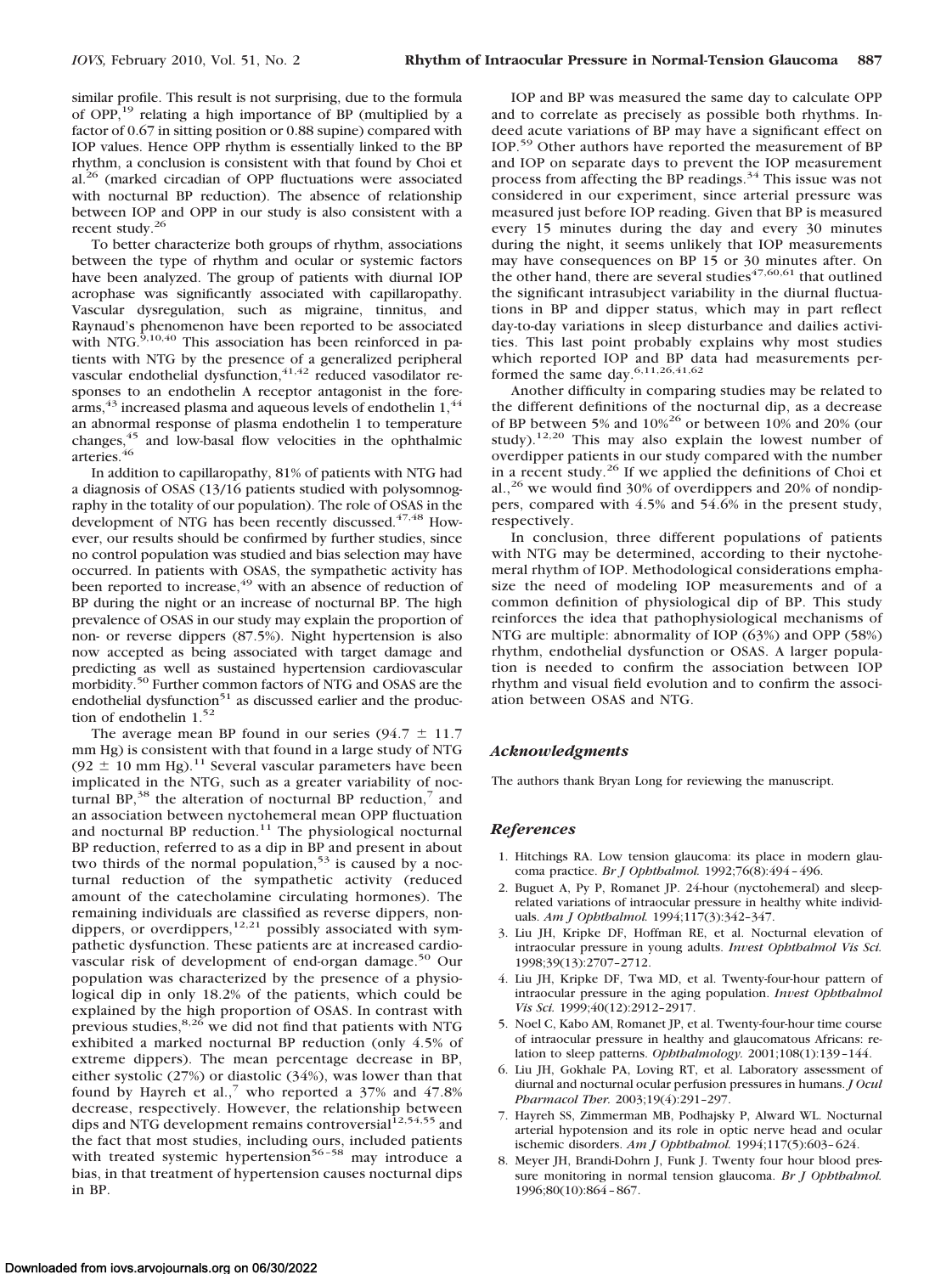similar profile. This result is not surprising, due to the formula of OPP,[19] relating a high importance of BP (multiplied by a factor of 0.67 in sitting position or 0.88 supine) compared with IOP values. Hence OPP rhythm is essentially linked to the BP rhythm, a conclusion is consistent with that found by Choi et al.[26] (marked circadian of OPP fluctuations were associated with nocturnal BP reduction). The absence of relationship between IOP and OPP in our study is also consistent with a recent study.[26]

To better characterize both groups of rhythm, associations between the type of rhythm and ocular or systemic factors have been analyzed. The group of patients with diurnal IOP acrophase was significantly associated with capillaropathy. Vascular dysregulation, such as migraine, tinnitus, and Raynaud's phenomenon have been reported to be associated with NTG.[9,10,40] This association has been reinforced in patients with NTG by the presence of a generalized peripheral vascular endothelial dysfunction,[41,42] reduced vasodilator responses to an endothelin A receptor antagonist in the forearms,[43] increased plasma and aqueous levels of endothelin 1,[44] an abnormal response of plasma endothelin 1 to temperature changes,[45] and low-basal flow velocities in the ophthalmic arteries.[46]

In addition to capillaropathy, 81% of patients with NTG had a diagnosis of OSAS (13/16 patients studied with polysomnography in the totality of our population). The role of OSAS in the development of NTG has been recently discussed.[47,48] However, our results should be confirmed by further studies, since no control population was studied and bias selection may have occurred. In patients with OSAS, the sympathetic activity has been reported to increase,[49] with an absence of reduction of BP during the night or an increase of nocturnal BP. The high prevalence of OSAS in our study may explain the proportion of non- or reverse dippers (87.5%). Night hypertension is also now accepted as being associated with target damage and predicting as well as sustained hypertension cardiovascular morbidity.[50] Further common factors of NTG and OSAS are the endothelial dysfunction[51] as discussed earlier and the production of endothelin 1.[52]

The average mean BP found in our series (94.7 ± 11.7 mm Hg) is consistent with that found in a large study of NTG (92 ± 10 mm Hg).[11] Several vascular parameters have been implicated in the NTG, such as a greater variability of nocturnal BP,[38] the alteration of nocturnal BP reduction,[7] and an association between nyctohemeral mean OPP fluctuation and nocturnal BP reduction.[11] The physiological nocturnal BP reduction, referred to as a dip in BP and present in about two thirds of the normal population,[53] is caused by a nocturnal reduction of the sympathetic activity (reduced amount of the catecholamine circulating hormones). The remaining individuals are classified as reverse dippers, nondippers, or overdippers,[12,21] possibly associated with sympathetic dysfunction. These patients are at increased cardiovascular risk of development of end-organ damage.[50] Our population was characterized by the presence of a physiological dip in only 18.2% of the patients, which could be explained by the high proportion of OSAS. In contrast with previous studies,[8,26] we did not find that patients with NTG exhibited a marked nocturnal BP reduction (only 4.5% of extreme dippers). The mean percentage decrease in BP, either systolic (27%) or diastolic (34%), was lower than that found by Hayreh et al.,[7] who reported a 37% and 47.8% decrease, respectively. However, the relationship between dips and NTG development remains controversial[12,54,55] and the fact that most studies, including ours, included patients with treated systemic hypertension[56–58] may introduce a bias, in that treatment of hypertension causes nocturnal dips in BP.

IOP and BP was measured the same day to calculate OPP and to correlate as precisely as possible both rhythms. Indeed acute variations of BP may have a significant effect on IOP.[59] Other authors have reported the measurement of BP and IOP on separate days to prevent the IOP measurement process from affecting the BP readings.[34] This issue was not considered in our experiment, since arterial pressure was measured just before IOP reading. Given that BP is measured every 15 minutes during the day and every 30 minutes during the night, it seems unlikely that IOP measurements may have consequences on BP 15 or 30 minutes after. On the other hand, there are several studies[47,60,61] that outlined the significant intrasubject variability in the diurnal fluctuations in BP and dipper status, which may in part reflect day-to-day variations in sleep disturbance and dailies activities. This last point probably explains why most studies which reported IOP and BP data had measurements performed the same day.[6,11,26,41,62]

Another difficulty in comparing studies may be related to the different definitions of the nocturnal dip, as a decrease of BP between 5% and 10%[26] or between 10% and 20% (our study).[12,20] This may also explain the lowest number of overdipper patients in our study compared with the number in a recent study.[26] If we applied the definitions of Choi et al.,[26] we would find 30% of overdippers and 20% of nondippers, compared with 4.5% and 54.6% in the present study, respectively.

In conclusion, three different populations of patients with NTG may be determined, according to their nyctohemeral rhythm of IOP. Methodological considerations emphasize the need of modeling IOP measurements and of a common definition of physiological dip of BP. This study reinforces the idea that pathophysiological mechanisms of NTG are multiple: abnormality of IOP (63%) and OPP (58%) rhythm, endothelial dysfunction or OSAS. A larger population is needed to confirm the association between IOP rhythm and visual field evolution and to confirm the association between OSAS and NTG.

### *Acknowledgments*

The authors thank Bryan Long for reviewing the manuscript.

### *References*

1. Hitchings RA. Low tension glaucoma: its place in modern glaucoma practice. *Br J Ophthalmol.* 1992;76(8):494–496.
2. Buguet A, Py P, Romanet JP. 24-hour (nyctohemeral) and sleep-related variations of intraocular pressure in healthy white individuals. *Am J Ophthalmol.* 1994;117(3):342–347.
3. Liu JH, Kripke DF, Hoffman RE, et al. Nocturnal elevation of intraocular pressure in young adults. *Invest Ophthalmol Vis Sci.* 1998;39(13):2707–2712.
4. Liu JH, Kripke DF, Twa MD, et al. Twenty-four-hour pattern of intraocular pressure in the aging population. *Invest Ophthalmol Vis Sci.* 1999;40(12):2912–2917.
5. Noel C, Kabo AM, Romanet JP, et al. Twenty-four-hour time course of intraocular pressure in healthy and glaucomatous Africans: relation to sleep patterns. *Ophthalmology.* 2001;108(1):139–144.
6. Liu JH, Gokhale PA, Loving RT, et al. Laboratory assessment of diurnal and nocturnal ocular perfusion pressures in humans. *J Ocul Pharmacol Ther.* 2003;19(4):291–297.
7. Hayreh SS, Zimmerman MB, Podhajsky P, Alward WL. Nocturnal arterial hypotension and its role in optic nerve head and ocular ischemic disorders. *Am J Ophthalmol.* 1994;117(5):603–624.
8. Meyer JH, Brandi-Dohrn J, Funk J. Twenty four hour blood pressure monitoring in normal tension glaucoma. *Br J Ophthalmol.* 1996;80(10):864–867.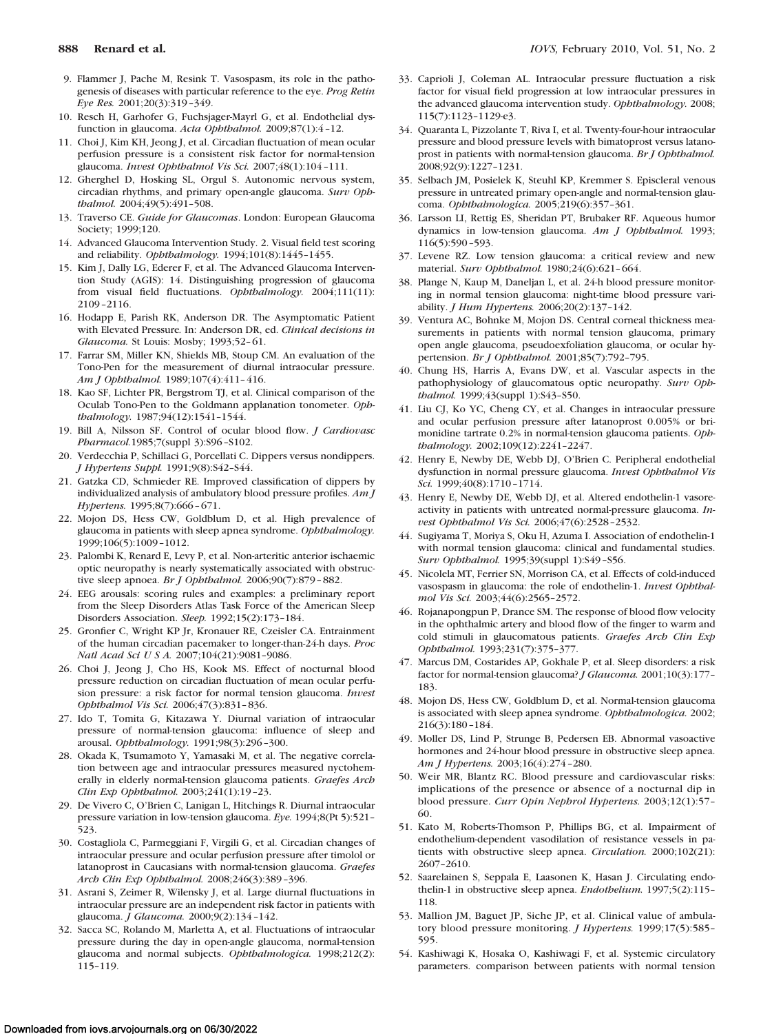9. Flammer J, Pache M, Resink T. Vasospasm, its role in the pathogenesis of diseases with particular reference to the eye. *Prog Retin Eye Res.* 2001;20(3):319–349.
10. Resch H, Garhofer G, Fuchsjager-Mayrl G, et al. Endothelial dysfunction in glaucoma. *Acta Ophthalmol.* 2009;87(1):4–12.
11. Choi J, Kim KH, Jeong J, et al. Circadian fluctuation of mean ocular perfusion pressure is a consistent risk factor for normal-tension glaucoma. *Invest Ophthalmol Vis Sci.* 2007;48(1):104–111.
12. Gherghel D, Hosking SL, Orgul S. Autonomic nervous system, circadian rhythms, and primary open-angle glaucoma. *Surv Ophthalmol.* 2004;49(5):491–508.
13. Traverso CE. *Guide for Glaucomas*. London: European Glaucoma Society; 1999;120.
14. Advanced Glaucoma Intervention Study. 2. Visual field test scoring and reliability. *Ophthalmology.* 1994;101(8):1445–1455.
15. Kim J, Dally LG, Ederer F, et al. The Advanced Glaucoma Intervention Study (AGIS): 14. Distinguishing progression of glaucoma from visual field fluctuations. *Ophthalmology.* 2004;111(11): 2109–2116.
16. Hodapp E, Parish RK, Anderson DR. The Asymptomatic Patient with Elevated Pressure. In: Anderson DR, ed. *Clinical decisions in Glaucoma.* St Louis: Mosby; 1993;52–61.
17. Farrar SM, Miller KN, Shields MB, Stoup CM. An evaluation of the Tono-Pen for the measurement of diurnal intraocular pressure. *Am J Ophthalmol.* 1989;107(4):411–416.
18. Kao SF, Lichter PR, Bergstrom TJ, et al. Clinical comparison of the Oculab Tono-Pen to the Goldmann applanation tonometer. *Ophthalmology.* 1987;94(12):1541–1544.
19. Bill A, Nilsson SF. Control of ocular blood flow. *J Cardiovasc Pharmacol.*1985;7(suppl 3):S96–S102.
20. Verdecchia P, Schillaci G, Porcellati C. Dippers versus nondippers. *J Hypertens Suppl.* 1991;9(8):S42–S44.
21. Gatzka CD, Schmieder RE. Improved classification of dippers by individualized analysis of ambulatory blood pressure profiles. *Am J Hypertens.* 1995;8(7):666–671.
22. Mojon DS, Hess CW, Goldblum D, et al. High prevalence of glaucoma in patients with sleep apnea syndrome. *Ophthalmology.* 1999;106(5):1009–1012.
23. Palombi K, Renard E, Levy P, et al. Non-arteritic anterior ischaemic optic neuropathy is nearly systematically associated with obstructive sleep apnoea. *Br J Ophthalmol.* 2006;90(7):879–882.
24. EEG arousals: scoring rules and examples: a preliminary report from the Sleep Disorders Atlas Task Force of the American Sleep Disorders Association. *Sleep.* 1992;15(2):173–184.
25. Gronfier C, Wright KP Jr, Kronauer RE, Czeisler CA. Entrainment of the human circadian pacemaker to longer-than-24-h days. *Proc Natl Acad Sci U S A.* 2007;104(21):9081–9086.
26. Choi J, Jeong J, Cho HS, Kook MS. Effect of nocturnal blood pressure reduction on circadian fluctuation of mean ocular perfusion pressure: a risk factor for normal tension glaucoma. *Invest Ophthalmol Vis Sci.* 2006;47(3):831–836.
27. Ido T, Tomita G, Kitazawa Y. Diurnal variation of intraocular pressure of normal-tension glaucoma: influence of sleep and arousal. *Ophthalmology.* 1991;98(3):296–300.
28. Okada K, Tsumamoto Y, Yamasaki M, et al. The negative correlation between age and intraocular pressures measured nyctohemerally in elderly normal-tension glaucoma patients. *Graefes Arch Clin Exp Ophthalmol.* 2003;241(1):19–23.
29. De Vivero C, O'Brien C, Lanigan L, Hitchings R. Diurnal intraocular pressure variation in low-tension glaucoma. *Eye.* 1994;8(Pt 5):521–523.
30. Costagliola C, Parmeggiani F, Virgili G, et al. Circadian changes of intraocular pressure and ocular perfusion pressure after timolol or latanoprost in Caucasians with normal-tension glaucoma. *Graefes Arch Clin Exp Ophthalmol.* 2008;246(3):389–396.
31. Asrani S, Zeimer R, Wilensky J, et al. Large diurnal fluctuations in intraocular pressure are an independent risk factor in patients with glaucoma. *J Glaucoma.* 2000;9(2):134–142.
32. Sacca SC, Rolando M, Marletta A, et al. Fluctuations of intraocular pressure during the day in open-angle glaucoma, normal-tension glaucoma and normal subjects. *Ophthalmologica.* 1998;212(2): 115–119.
33. Caprioli J, Coleman AL. Intraocular pressure fluctuation a risk factor for visual field progression at low intraocular pressures in the advanced glaucoma intervention study. *Ophthalmology.* 2008; 115(7):1123–1129-e3.
34. Quaranta L, Pizzolante T, Riva I, et al. Twenty-four-hour intraocular pressure and blood pressure levels with bimatoprost versus latanoprost in patients with normal-tension glaucoma. *Br J Ophthalmol.* 2008;92(9):1227–1231.
35. Selbach JM, Posielek K, Steuhl KP, Kremmer S. Episcleral venous pressure in untreated primary open-angle and normal-tension glaucoma. *Ophthalmologica.* 2005;219(6):357–361.
36. Larsson LI, Rettig ES, Sheridan PT, Brubaker RF. Aqueous humor dynamics in low-tension glaucoma. *Am J Ophthalmol.* 1993; 116(5):590–593.
37. Levene RZ. Low tension glaucoma: a critical review and new material. *Surv Ophthalmol.* 1980;24(6):621–664.
38. Plange N, Kaup M, Daneljan L, et al. 24-h blood pressure monitoring in normal tension glaucoma: night-time blood pressure variability. *J Hum Hypertens.* 2006;20(2):137–142.
39. Ventura AC, Bohnke M, Mojon DS. Central corneal thickness measurements in patients with normal tension glaucoma, primary open angle glaucoma, pseudoexfoliation glaucoma, or ocular hypertension. *Br J Ophthalmol.* 2001;85(7):792–795.
40. Chung HS, Harris A, Evans DW, et al. Vascular aspects in the pathophysiology of glaucomatous optic neuropathy. *Surv Ophthalmol.* 1999;43(suppl 1):S43–S50.
41. Liu CJ, Ko YC, Cheng CY, et al. Changes in intraocular pressure and ocular perfusion pressure after latanoprost 0.005% or brimonidine tartrate 0.2% in normal-tension glaucoma patients. *Ophthalmology.* 2002;109(12):2241–2247.
42. Henry E, Newby DE, Webb DJ, O'Brien C. Peripheral endothelial dysfunction in normal pressure glaucoma. *Invest Ophthalmol Vis Sci.* 1999;40(8):1710–1714.
43. Henry E, Newby DE, Webb DJ, et al. Altered endothelin-1 vasoreactivity in patients with untreated normal-pressure glaucoma. *Invest Ophthalmol Vis Sci.* 2006;47(6):2528–2532.
44. Sugiyama T, Moriya S, Oku H, Azuma I. Association of endothelin-1 with normal tension glaucoma: clinical and fundamental studies. *Surv Ophthalmol.* 1995;39(suppl 1):S49–S56.
45. Nicolela MT, Ferrier SN, Morrison CA, et al. Effects of cold-induced vasospasm in glaucoma: the role of endothelin-1. *Invest Ophthalmol Vis Sci.* 2003;44(6):2565–2572.
46. Rojanapongpun P, Drance SM. The response of blood flow velocity in the ophthalmic artery and blood flow of the finger to warm and cold stimuli in glaucomatous patients. *Graefes Arch Clin Exp Ophthalmol.* 1993;231(7):375–377.
47. Marcus DM, Costarides AP, Gokhale P, et al. Sleep disorders: a risk factor for normal-tension glaucoma? *J Glaucoma.* 2001;10(3):177–183.
48. Mojon DS, Hess CW, Goldblum D, et al. Normal-tension glaucoma is associated with sleep apnea syndrome. *Ophthalmologica.* 2002; 216(3):180–184.
49. Moller DS, Lind P, Strunge B, Pedersen EB. Abnormal vasoactive hormones and 24-hour blood pressure in obstructive sleep apnea. *Am J Hypertens.* 2003;16(4):274–280.
50. Weir MR, Blantz RC. Blood pressure and cardiovascular risks: implications of the presence or absence of a nocturnal dip in blood pressure. *Curr Opin Nephrol Hypertens.* 2003;12(1):57–60.
51. Kato M, Roberts-Thomson P, Phillips BG, et al. Impairment of endothelium-dependent vasodilation of resistance vessels in patients with obstructive sleep apnea. *Circulation.* 2000;102(21): 2607–2610.
52. Saarelainen S, Seppala E, Laasonen K, Hasan J. Circulating endothelin-1 in obstructive sleep apnea. *Endothelium.* 1997;5(2):115–118.
53. Mallion JM, Baguet JP, Siche JP, et al. Clinical value of ambulatory blood pressure monitoring. *J Hypertens.* 1999;17(5):585–595.
54. Kashiwagi K, Hosaka O, Kashiwagi F, et al. Systemic circulatory parameters. comparison between patients with normal tension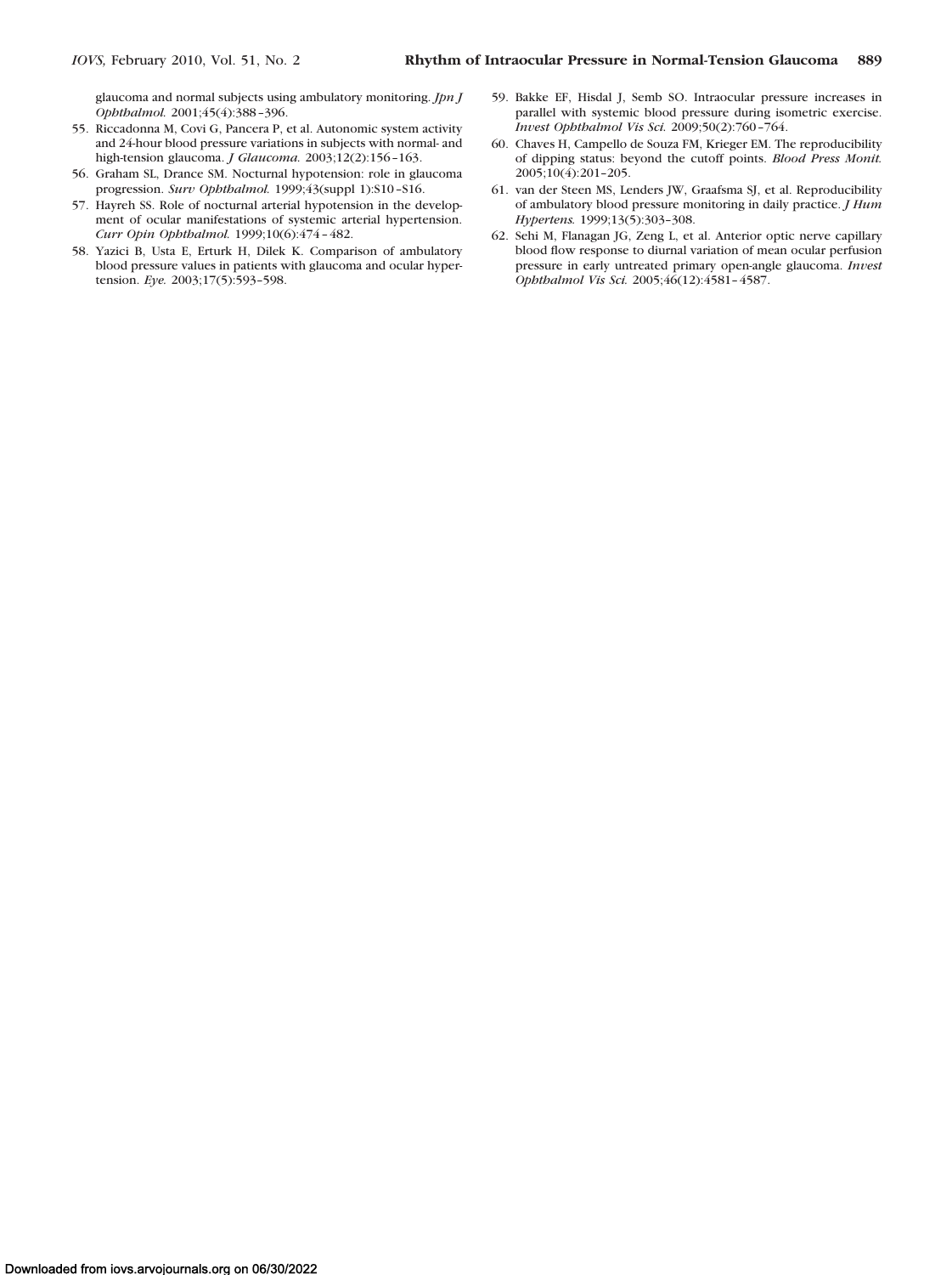glaucoma and normal subjects using ambulatory monitoring. *Jpn J Ophthalmol.* 2001;45(4):388–396.

55. Riccadonna M, Covi G, Pancera P, et al. Autonomic system activity and 24-hour blood pressure variations in subjects with normal- and high-tension glaucoma. *J Glaucoma.* 2003;12(2):156–163.
56. Graham SL, Drance SM. Nocturnal hypotension: role in glaucoma progression. *Surv Ophthalmol.* 1999;43(suppl 1):S10–S16.
57. Hayreh SS. Role of nocturnal arterial hypotension in the development of ocular manifestations of systemic arterial hypertension. *Curr Opin Ophthalmol.* 1999;10(6):474–482.
58. Yazici B, Usta E, Erturk H, Dilek K. Comparison of ambulatory blood pressure values in patients with glaucoma and ocular hypertension. *Eye.* 2003;17(5):593–598.
59. Bakke EF, Hisdal J, Semb SO. Intraocular pressure increases in parallel with systemic blood pressure during isometric exercise. *Invest Ophthalmol Vis Sci.* 2009;50(2):760–764.
60. Chaves H, Campello de Souza FM, Krieger EM. The reproducibility of dipping status: beyond the cutoff points. *Blood Press Monit.* 2005;10(4):201–205.
61. van der Steen MS, Lenders JW, Graafsma SJ, et al. Reproducibility of ambulatory blood pressure monitoring in daily practice. *J Hum Hypertens.* 1999;13(5):303–308.
62. Sehi M, Flanagan JG, Zeng L, et al. Anterior optic nerve capillary blood flow response to diurnal variation of mean ocular perfusion pressure in early untreated primary open-angle glaucoma. *Invest Ophthalmol Vis Sci.* 2005;46(12):4581–4587.